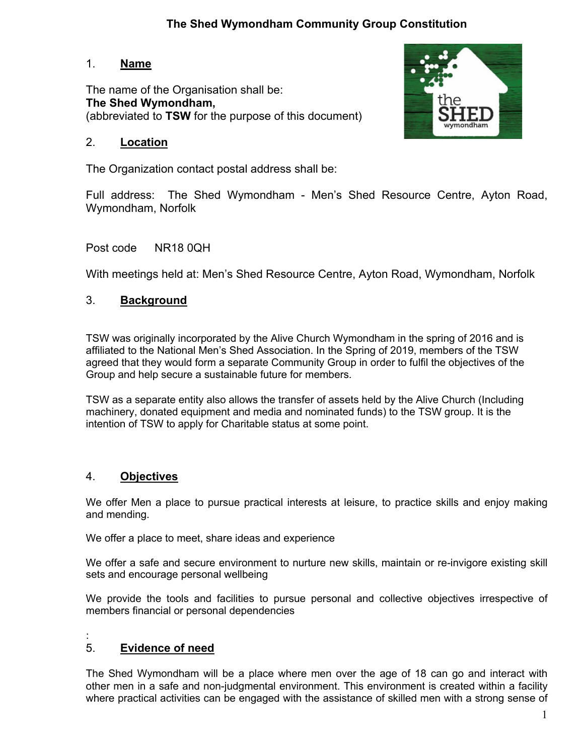# The Shed Wymondham Community Group Constitution

## 1. Name

The name of the Organisation shall be:
**The Shed Wymondham,**
(abbreviated to **TSW** for the purpose of this document)

## 2. Location

The Organization contact postal address shall be:

Full address: The Shed Wymondham - Men's Shed Resource Centre, Ayton Road, Wymondham, Norfolk

Post code NR18 0QH

With meetings held at: Men's Shed Resource Centre, Ayton Road, Wymondham, Norfolk

## 3. Background

TSW was originally incorporated by the Alive Church Wymondham in the spring of 2016 and is affiliated to the National Men's Shed Association. In the Spring of 2019, members of the TSW agreed that they would form a separate Community Group in order to fulfil the objectives of the Group and help secure a sustainable future for members.

TSW as a separate entity also allows the transfer of assets held by the Alive Church (Including machinery, donated equipment and media and nominated funds) to the TSW group. It is the intention of TSW to apply for Charitable status at some point.

## 4. Objectives

We offer Men a place to pursue practical interests at leisure, to practice skills and enjoy making and mending.

We offer a place to meet, share ideas and experience

We offer a safe and secure environment to nurture new skills, maintain or re-invigore existing skill sets and encourage personal wellbeing

We provide the tools and facilities to pursue personal and collective objectives irrespective of members financial or personal dependencies

:

## 5. Evidence of need

The Shed Wymondham will be a place where men over the age of 18 can go and interact with other men in a safe and non-judgmental environment. This environment is created within a facility where practical activities can be engaged with the assistance of skilled men with a strong sense of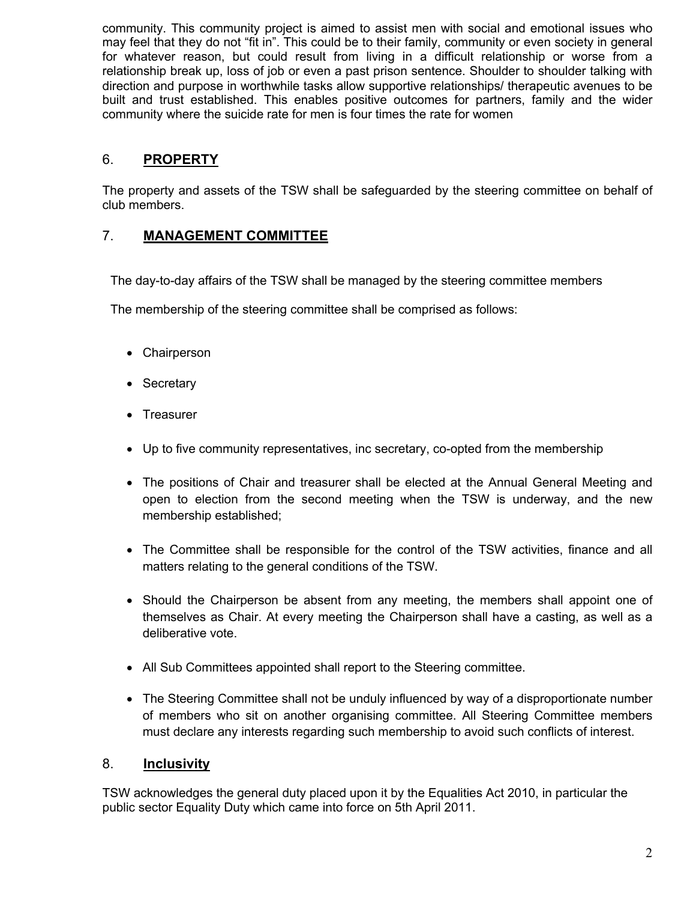community. This community project is aimed to assist men with social and emotional issues who may feel that they do not “fit in”. This could be to their family, community or even society in general for whatever reason, but could result from living in a difficult relationship or worse from a relationship break up, loss of job or even a past prison sentence. Shoulder to shoulder talking with direction and purpose in worthwhile tasks allow supportive relationships/ therapeutic avenues to be built and trust established. This enables positive outcomes for partners, family and the wider community where the suicide rate for men is four times the rate for women

## 6. PROPERTY

The property and assets of the TSW shall be safeguarded by the steering committee on behalf of club members.

## 7. MANAGEMENT COMMITTEE

The day-to-day affairs of the TSW shall be managed by the steering committee members

The membership of the steering committee shall be comprised as follows:

- Chairperson
- Secretary
- Treasurer
- Up to five community representatives, inc secretary, co-opted from the membership
- The positions of Chair and treasurer shall be elected at the Annual General Meeting and open to election from the second meeting when the TSW is underway, and the new membership established;
- The Committee shall be responsible for the control of the TSW activities, finance and all matters relating to the general conditions of the TSW.
- Should the Chairperson be absent from any meeting, the members shall appoint one of themselves as Chair. At every meeting the Chairperson shall have a casting, as well as a deliberative vote.
- All Sub Committees appointed shall report to the Steering committee.
- The Steering Committee shall not be unduly influenced by way of a disproportionate number of members who sit on another organising committee. All Steering Committee members must declare any interests regarding such membership to avoid such conflicts of interest.

## 8. Inclusivity

TSW acknowledges the general duty placed upon it by the Equalities Act 2010, in particular the public sector Equality Duty which came into force on 5th April 2011.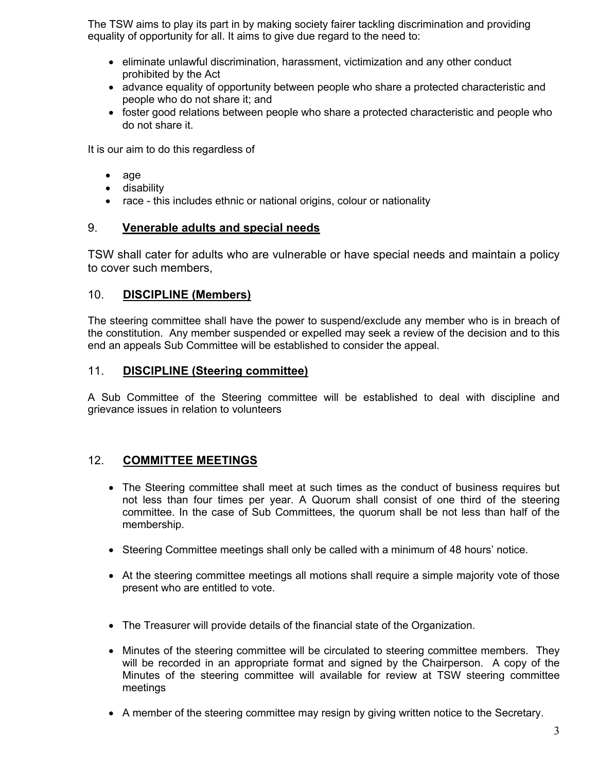The TSW aims to play its part in by making society fairer tackling discrimination and providing equality of opportunity for all. It aims to give due regard to the need to:

- eliminate unlawful discrimination, harassment, victimization and any other conduct prohibited by the Act
- advance equality of opportunity between people who share a protected characteristic and people who do not share it; and
- foster good relations between people who share a protected characteristic and people who do not share it.

It is our aim to do this regardless of

- age
- disability
- race - this includes ethnic or national origins, colour or nationality

## 9. **Venerable adults and special needs**

TSW shall cater for adults who are vulnerable or have special needs and maintain a policy to cover such members,

## 10. **DISCIPLINE (Members)**

The steering committee shall have the power to suspend/exclude any member who is in breach of the constitution. Any member suspended or expelled may seek a review of the decision and to this end an appeals Sub Committee will be established to consider the appeal.

## 11. **DISCIPLINE (Steering committee)**

A Sub Committee of the Steering committee will be established to deal with discipline and grievance issues in relation to volunteers

## 12. **COMMITTEE MEETINGS**

- The Steering committee shall meet at such times as the conduct of business requires but not less than four times per year. A Quorum shall consist of one third of the steering committee. In the case of Sub Committees, the quorum shall be not less than half of the membership.

- Steering Committee meetings shall only be called with a minimum of 48 hours' notice.

- At the steering committee meetings all motions shall require a simple majority vote of those present who are entitled to vote.

- The Treasurer will provide details of the financial state of the Organization.

- Minutes of the steering committee will be circulated to steering committee members. They will be recorded in an appropriate format and signed by the Chairperson. A copy of the Minutes of the steering committee will available for review at TSW steering committee meetings

- A member of the steering committee may resign by giving written notice to the Secretary.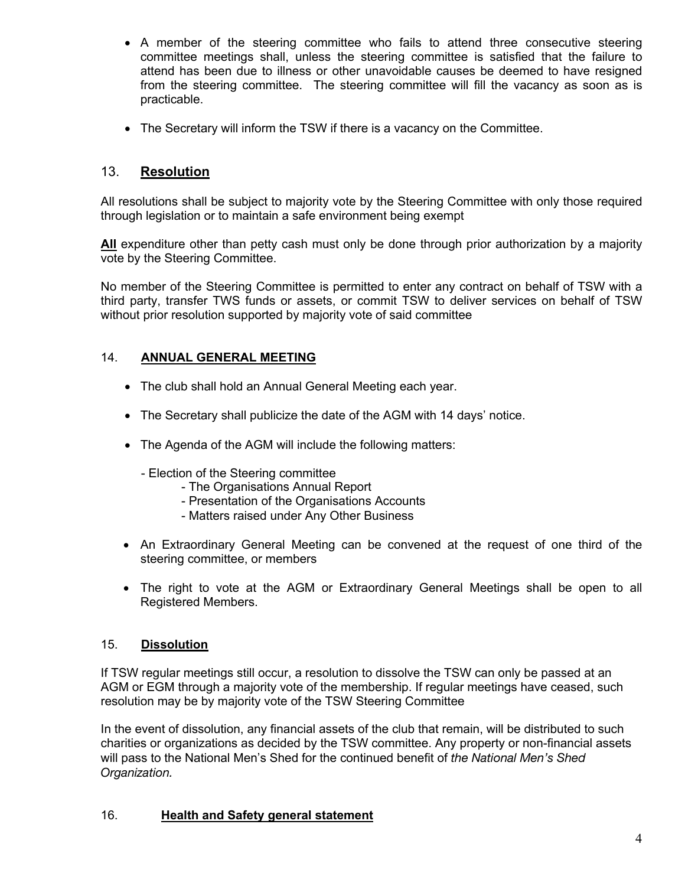- A member of the steering committee who fails to attend three consecutive steering committee meetings shall, unless the steering committee is satisfied that the failure to attend has been due to illness or other unavoidable causes be deemed to have resigned from the steering committee. The steering committee will fill the vacancy as soon as is practicable.

- The Secretary will inform the TSW if there is a vacancy on the Committee.

## 13. Resolution

All resolutions shall be subject to majority vote by the Steering Committee with only those required through legislation or to maintain a safe environment being exempt

**All** expenditure other than petty cash must only be done through prior authorization by a majority vote by the Steering Committee.

No member of the Steering Committee is permitted to enter any contract on behalf of TSW with a third party, transfer TWS funds or assets, or commit TSW to deliver services on behalf of TSW without prior resolution supported by majority vote of said committee

## 14. ANNUAL GENERAL MEETING

- The club shall hold an Annual General Meeting each year.

- The Secretary shall publicize the date of the AGM with 14 days' notice.

- The Agenda of the AGM will include the following matters:

  - Election of the Steering committee
    - The Organisations Annual Report
    - Presentation of the Organisations Accounts
    - Matters raised under Any Other Business

- An Extraordinary General Meeting can be convened at the request of one third of the steering committee, or members

- The right to vote at the AGM or Extraordinary General Meetings shall be open to all Registered Members.

## 15. Dissolution

If TSW regular meetings still occur, a resolution to dissolve the TSW can only be passed at an AGM or EGM through a majority vote of the membership. If regular meetings have ceased, such resolution may be by majority vote of the TSW Steering Committee

In the event of dissolution, any financial assets of the club that remain, will be distributed to such charities or organizations as decided by the TSW committee. Any property or non-financial assets will pass to the National Men's Shed for the continued benefit of *the National Men's Shed Organization.*

## 16. Health and Safety general statement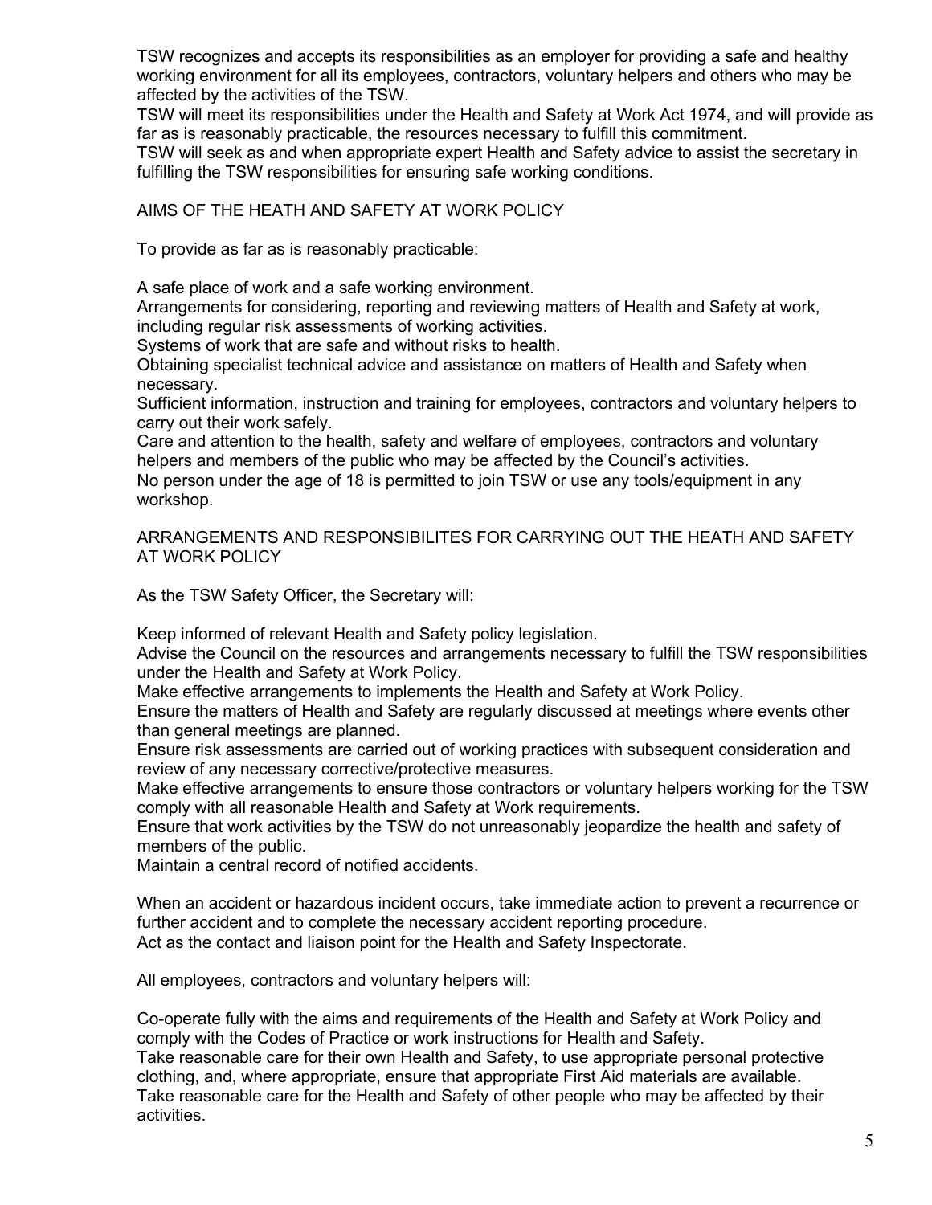TSW recognizes and accepts its responsibilities as an employer for providing a safe and healthy working environment for all its employees, contractors, voluntary helpers and others who may be affected by the activities of the TSW.

TSW will meet its responsibilities under the Health and Safety at Work Act 1974, and will provide as far as is reasonably practicable, the resources necessary to fulfill this commitment.

TSW will seek as and when appropriate expert Health and Safety advice to assist the secretary in fulfilling the TSW responsibilities for ensuring safe working conditions.

## AIMS OF THE HEATH AND SAFETY AT WORK POLICY

To provide as far as is reasonably practicable:

A safe place of work and a safe working environment.

Arrangements for considering, reporting and reviewing matters of Health and Safety at work, including regular risk assessments of working activities.

Systems of work that are safe and without risks to health.

Obtaining specialist technical advice and assistance on matters of Health and Safety when necessary.

Sufficient information, instruction and training for employees, contractors and voluntary helpers to carry out their work safely.

Care and attention to the health, safety and welfare of employees, contractors and voluntary helpers and members of the public who may be affected by the Council's activities.

No person under the age of 18 is permitted to join TSW or use any tools/equipment in any workshop.

## ARRANGEMENTS AND RESPONSIBILITES FOR CARRYING OUT THE HEATH AND SAFETY AT WORK POLICY

As the TSW Safety Officer, the Secretary will:

Keep informed of relevant Health and Safety policy legislation.

Advise the Council on the resources and arrangements necessary to fulfill the TSW responsibilities under the Health and Safety at Work Policy.

Make effective arrangements to implements the Health and Safety at Work Policy.

Ensure the matters of Health and Safety are regularly discussed at meetings where events other than general meetings are planned.

Ensure risk assessments are carried out of working practices with subsequent consideration and review of any necessary corrective/protective measures.

Make effective arrangements to ensure those contractors or voluntary helpers working for the TSW comply with all reasonable Health and Safety at Work requirements.

Ensure that work activities by the TSW do not unreasonably jeopardize the health and safety of members of the public.

Maintain a central record of notified accidents.

When an accident or hazardous incident occurs, take immediate action to prevent a recurrence or further accident and to complete the necessary accident reporting procedure.

Act as the contact and liaison point for the Health and Safety Inspectorate.

All employees, contractors and voluntary helpers will:

Co-operate fully with the aims and requirements of the Health and Safety at Work Policy and comply with the Codes of Practice or work instructions for Health and Safety.

Take reasonable care for their own Health and Safety, to use appropriate personal protective clothing, and, where appropriate, ensure that appropriate First Aid materials are available.

Take reasonable care for the Health and Safety of other people who may be affected by their activities.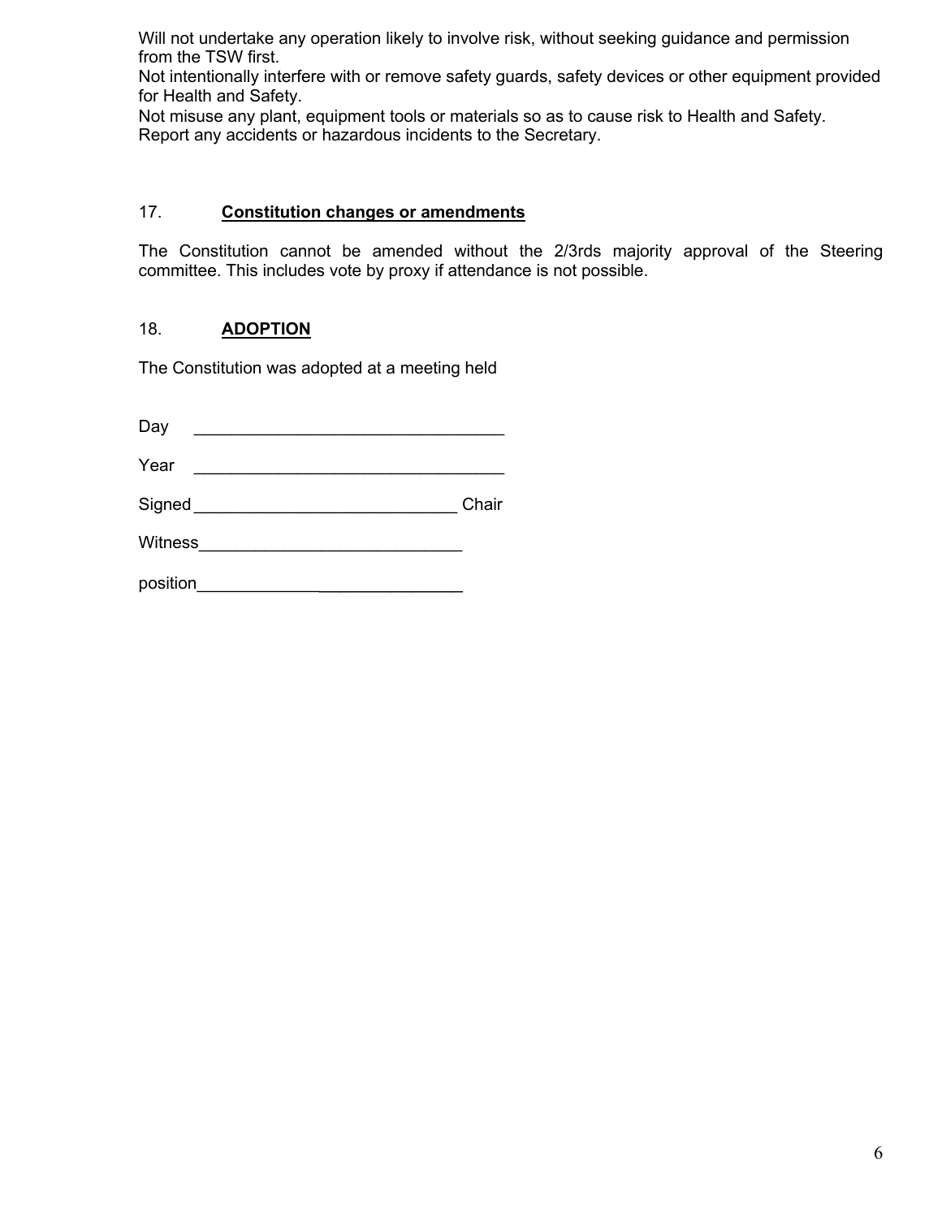Will not undertake any operation likely to involve risk, without seeking guidance and permission from the TSW first.
Not intentionally interfere with or remove safety guards, safety devices or other equipment provided for Health and Safety.
Not misuse any plant, equipment tools or materials so as to cause risk to Health and Safety.
Report any accidents or hazardous incidents to the Secretary.

## 17. **Constitution changes or amendments**

The Constitution cannot be amended without the 2/3rds majority approval of the Steering committee. This includes vote by proxy if attendance is not possible.

## 18. **ADOPTION**

The Constitution was adopted at a meeting held

Day ________________________________

Year ________________________________

Signed ___________________________ Chair

Witness___________________________

position___________________________